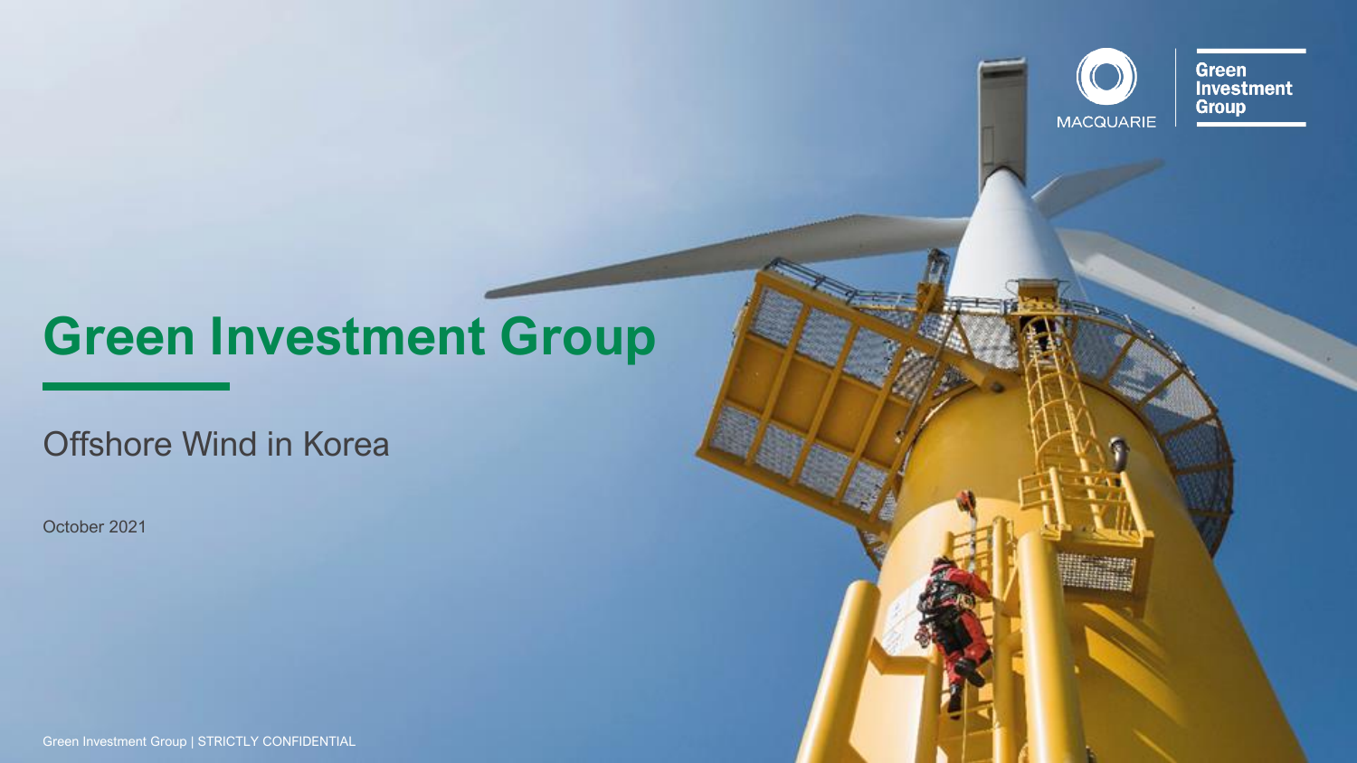# Green Investment Group

## Offshore Wind in Korea

October 2021

Green Investment Group | STRICTLY CONFIDENTIAL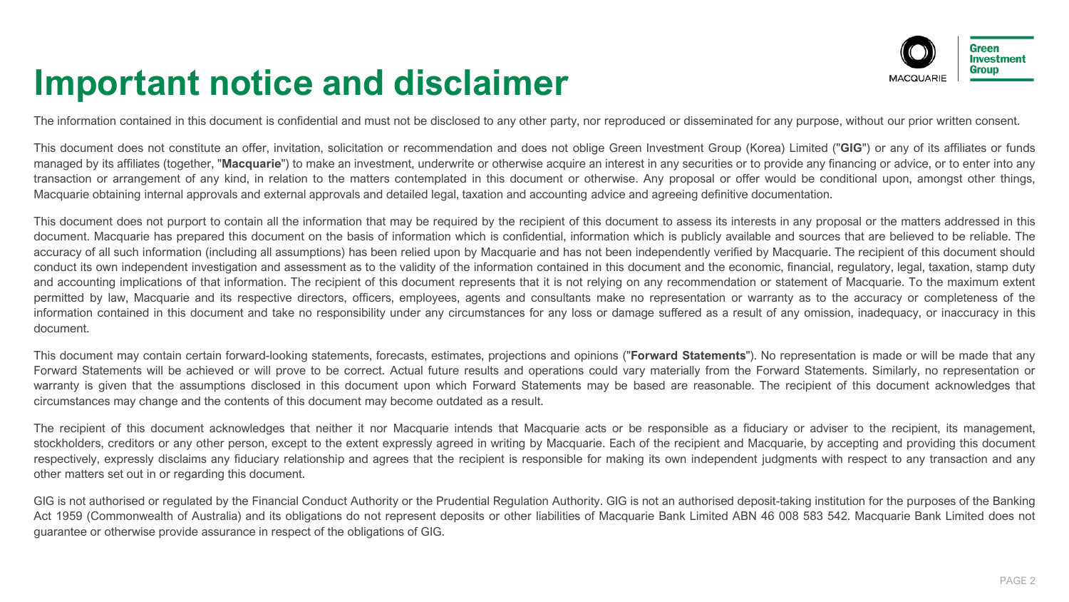# Important notice and disclaimer

The information contained in this document is confidential and must not be disclosed to any other party, nor reproduced or disseminated for any purpose, without our prior written consent.

This document does not constitute an offer, invitation, solicitation or recommendation and does not oblige Green Investment Group (Korea) Limited ("**GIG**") or any of its affiliates or funds managed by its affiliates (together, "**Macquarie**") to make an investment, underwrite or otherwise acquire an interest in any securities or to provide any financing or advice, or to enter into any transaction or arrangement of any kind, in relation to the matters contemplated in this document or otherwise. Any proposal or offer would be conditional upon, amongst other things, Macquarie obtaining internal approvals and external approvals and detailed legal, taxation and accounting advice and agreeing definitive documentation.

This document does not purport to contain all the information that may be required by the recipient of this document to assess its interests in any proposal or the matters addressed in this document. Macquarie has prepared this document on the basis of information which is confidential, information which is publicly available and sources that are believed to be reliable. The accuracy of all such information (including all assumptions) has been relied upon by Macquarie and has not been independently verified by Macquarie. The recipient of this document should conduct its own independent investigation and assessment as to the validity of the information contained in this document and the economic, financial, regulatory, legal, taxation, stamp duty and accounting implications of that information. The recipient of this document represents that it is not relying on any recommendation or statement of Macquarie. To the maximum extent permitted by law, Macquarie and its respective directors, officers, employees, agents and consultants make no representation or warranty as to the accuracy or completeness of the information contained in this document and take no responsibility under any circumstances for any loss or damage suffered as a result of any omission, inadequacy, or inaccuracy in this document.

This document may contain certain forward-looking statements, forecasts, estimates, projections and opinions ("**Forward Statements**"). No representation is made or will be made that any Forward Statements will be achieved or will prove to be correct. Actual future results and operations could vary materially from the Forward Statements. Similarly, no representation or warranty is given that the assumptions disclosed in this document upon which Forward Statements may be based are reasonable. The recipient of this document acknowledges that circumstances may change and the contents of this document may become outdated as a result.

The recipient of this document acknowledges that neither it nor Macquarie intends that Macquarie acts or be responsible as a fiduciary or adviser to the recipient, its management, stockholders, creditors or any other person, except to the extent expressly agreed in writing by Macquarie. Each of the recipient and Macquarie, by accepting and providing this document respectively, expressly disclaims any fiduciary relationship and agrees that the recipient is responsible for making its own independent judgments with respect to any transaction and any other matters set out in or regarding this document.

GIG is not authorised or regulated by the Financial Conduct Authority or the Prudential Regulation Authority. GIG is not an authorised deposit-taking institution for the purposes of the Banking Act 1959 (Commonwealth of Australia) and its obligations do not represent deposits or other liabilities of Macquarie Bank Limited ABN 46 008 583 542. Macquarie Bank Limited does not guarantee or otherwise provide assurance in respect of the obligations of GIG.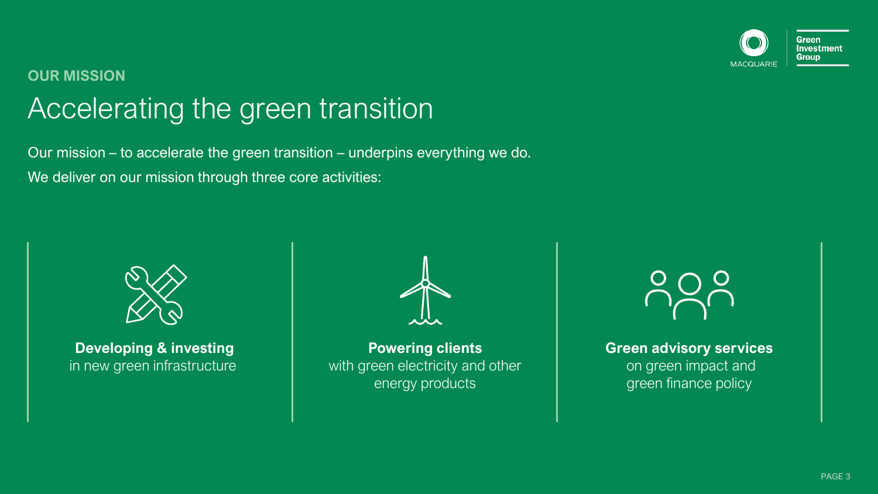**OUR MISSION**

# Accelerating the green transition

Our mission – to accelerate the green transition – underpins everything we do.

We deliver on our mission through three core activities:

**Developing & investing**
in new green infrastructure

**Powering clients**
with green electricity and other energy products

**Green advisory services**
on green impact and green finance policy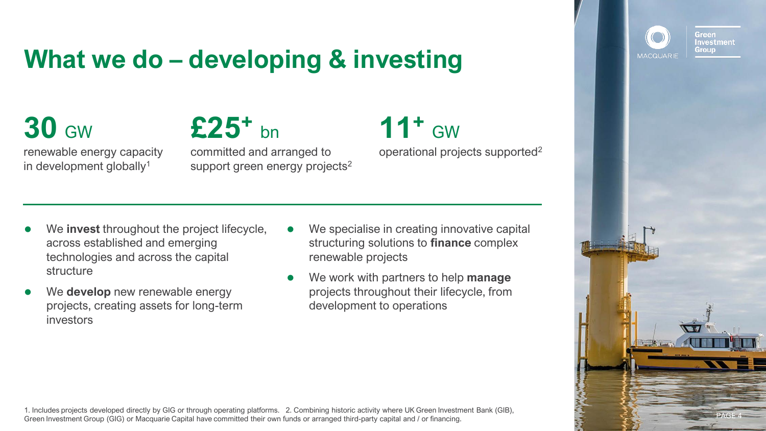# What we do – developing & investing

**30** GW
renewable energy capacity in development globally[1]

**£25+** bn
committed and arranged to support green energy projects[2]

**11+** GW
operational projects supported[2]

- We **invest** throughout the project lifecycle, across established and emerging technologies and across the capital structure
- We **develop** new renewable energy projects, creating assets for long-term investors
- We specialise in creating innovative capital structuring solutions to **finance** complex renewable projects
- We work with partners to help **manage** projects throughout their lifecycle, from development to operations

1. Includes projects developed directly by GIG or through operating platforms. 2. Combining historic activity where UK Green Investment Bank (GIB), Green Investment Group (GIG) or Macquarie Capital have committed their own funds or arranged third-party capital and / or financing.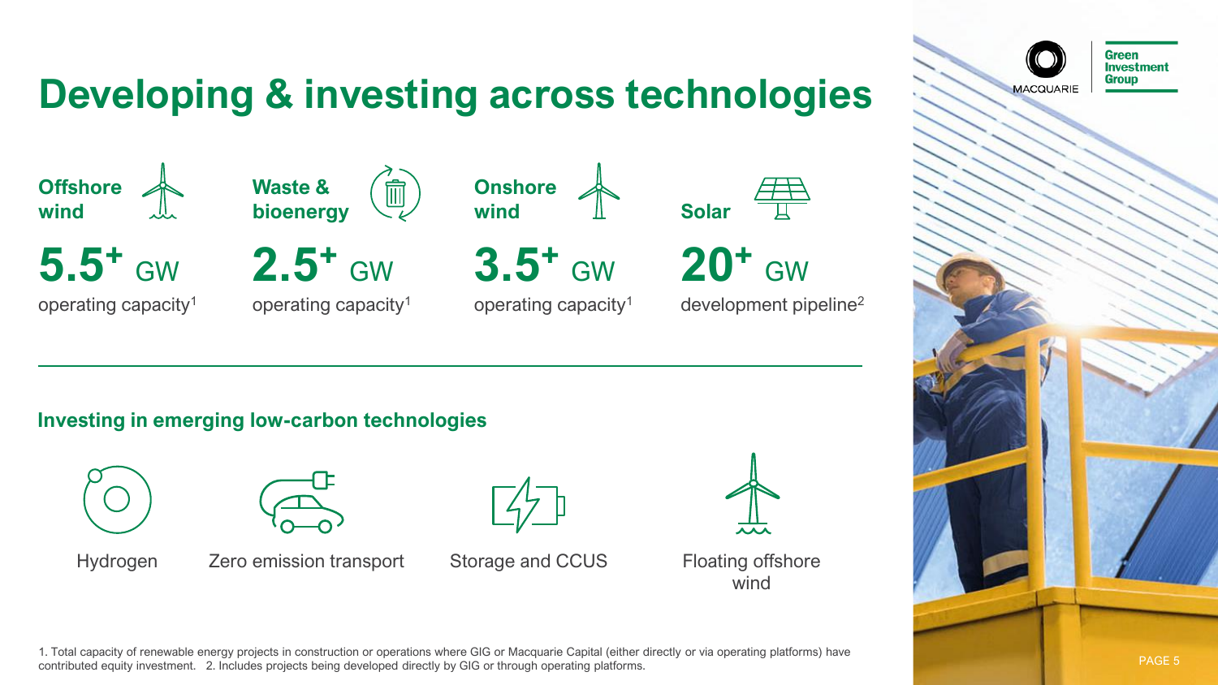# Developing & investing across technologies

**Offshore wind**

**5.5$^{+}$** GW

operating capacity[1]

**Waste & bioenergy**

**2.5$^{+}$** GW

operating capacity[1]

**Onshore wind**

**3.5$^{+}$** GW

operating capacity[1]

**Solar**

**20$^{+}$** GW

development pipeline[2]

## Investing in emerging low-carbon technologies

- Hydrogen
- Zero emission transport
- Storage and CCUS
- Floating offshore wind

1. Total capacity of renewable energy projects in construction or operations where GIG or Macquarie Capital (either directly or via operating platforms) have contributed equity investment. 2. Includes projects being developed directly by GIG or through operating platforms.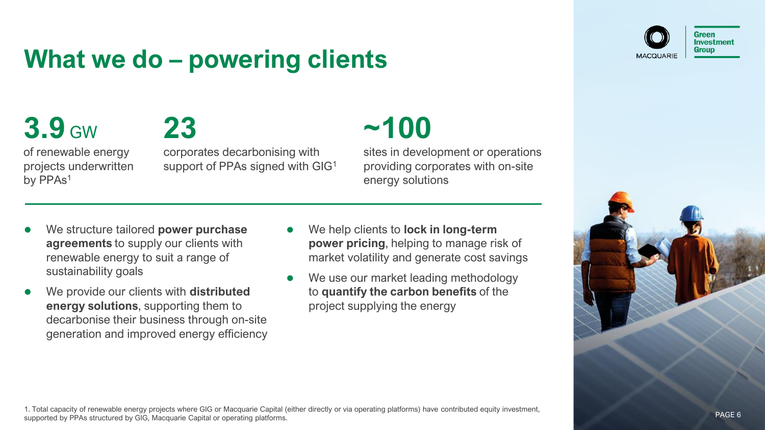# What we do – powering clients

**3.9** GW

of renewable energy projects underwritten by PPAs[1]

**23**

corporates decarbonising with support of PPAs signed with GIG[1]

**~100**

sites in development or operations providing corporates with on-site energy solutions

- We structure tailored **power purchase agreements** to supply our clients with renewable energy to suit a range of sustainability goals
- We provide our clients with **distributed energy solutions**, supporting them to decarbonise their business through on-site generation and improved energy efficiency
- We help clients to **lock in long-term power pricing**, helping to manage risk of market volatility and generate cost savings
- We use our market leading methodology to **quantify the carbon benefits** of the project supplying the energy

1. Total capacity of renewable energy projects where GIG or Macquarie Capital (either directly or via operating platforms) have contributed equity investment, supported by PPAs structured by GIG, Macquarie Capital or operating platforms.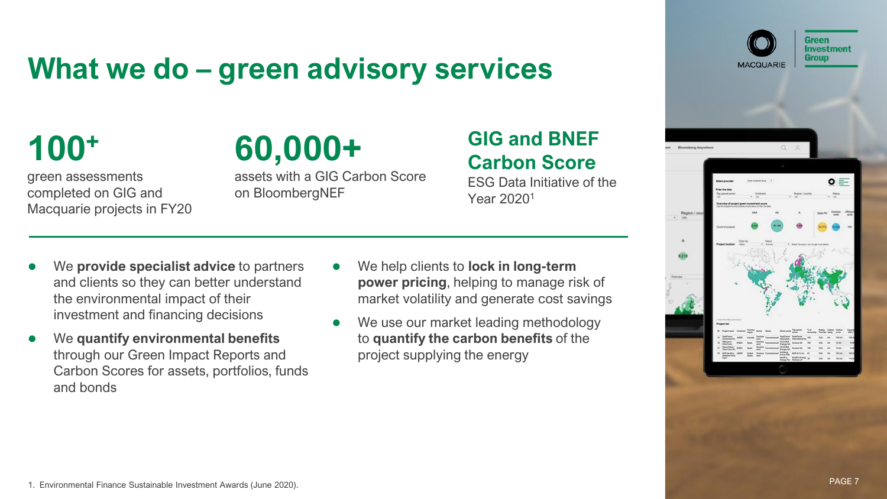# What we do – green advisory services

**100+**

green assessments completed on GIG and Macquarie projects in FY20

**60,000+**

assets with a GIG Carbon Score on BloombergNEF

**GIG and BNEF Carbon Score**

ESG Data Initiative of the Year 2020[1]

- We **provide specialist advice** to partners and clients so they can better understand the environmental impact of their investment and financing decisions
- We **quantify environmental benefits** through our Green Impact Reports and Carbon Scores for assets, portfolios, funds and bonds
- We help clients to **lock in long-term power pricing**, helping to manage risk of market volatility and generate cost savings
- We use our market leading methodology to **quantify the carbon benefits** of the project supplying the energy

1. Environmental Finance Sustainable Investment Awards (June 2020).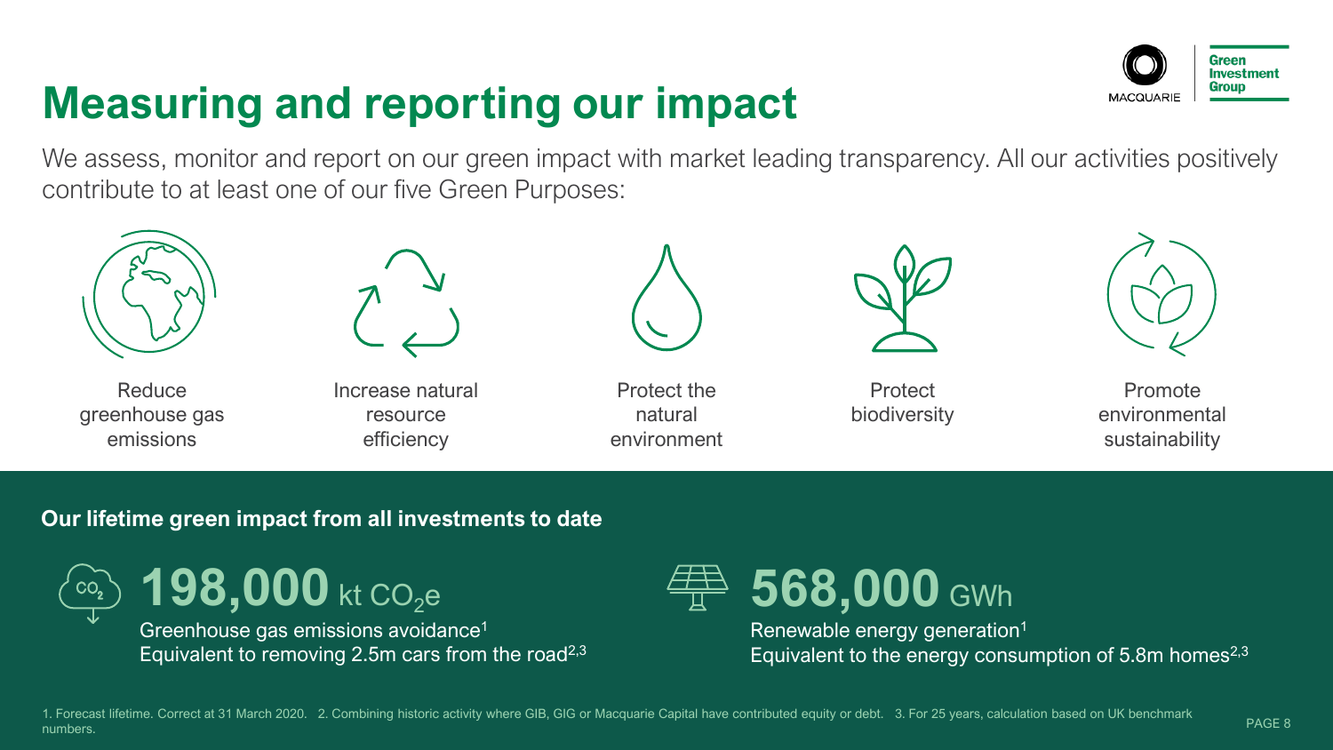# Measuring and reporting our impact

We assess, monitor and report on our green impact with market leading transparency. All our activities positively contribute to at least one of our five Green Purposes:

- Reduce greenhouse gas emissions
- Increase natural resource efficiency
- Protect the natural environment
- Protect biodiversity
- Promote environmental sustainability

**Our lifetime green impact from all investments to date**

**198,000** kt $CO_2e$

Greenhouse gas emissions avoidance[1]

Equivalent to removing 2.5m cars from the road[2,3]

**568,000** GWh

Renewable energy generation[1]

Equivalent to the energy consumption of 5.8m homes[2,3]

1. Forecast lifetime. Correct at 31 March 2020. 2. Combining historic activity where GIB, GIG or Macquarie Capital have contributed equity or debt. 3. For 25 years, calculation based on UK benchmark numbers.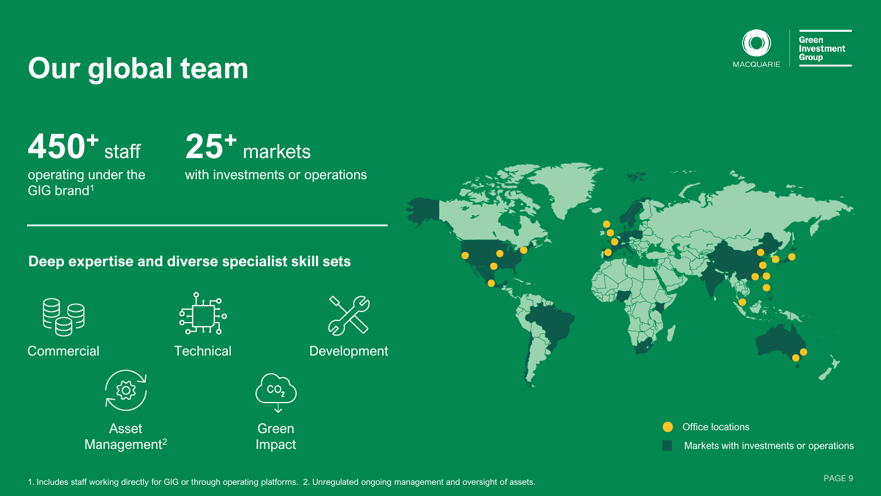# Our global team

**450+** staff
operating under the GIG brand[1]

**25+** markets
with investments or operations

**Deep expertise and diverse specialist skill sets**

- Commercial
- Technical
- Development
- Asset Management[2]
- Green Impact

Office locations

Markets with investments or operations

1. Includes staff working directly for GIG or through operating platforms. 2. Unregulated ongoing management and oversight of assets.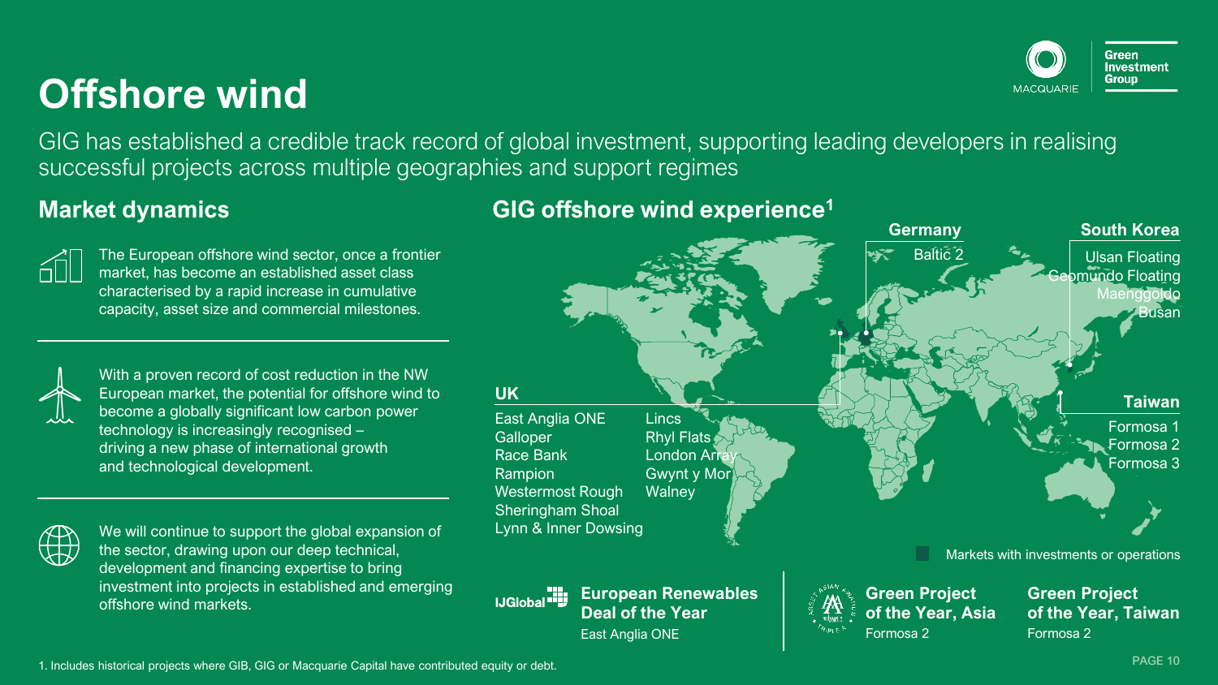# Offshore wind

GIG has established a credible track record of global investment, supporting leading developers in realising successful projects across multiple geographies and support regimes

## Market dynamics

The European offshore wind sector, once a frontier market, has become an established asset class characterised by a rapid increase in cumulative capacity, asset size and commercial milestones.

With a proven record of cost reduction in the NW European market, the potential for offshore wind to become a globally significant low carbon power technology is increasingly recognised – driving a new phase of international growth and technological development.

We will continue to support the global expansion of the sector, drawing upon our deep technical, development and financing expertise to bring investment into projects in established and emerging offshore wind markets.

## GIG offshore wind experience[1]

**Germany**

- Baltic 2

**South Korea**

- Ulsan Floating
- Geomundo Floating
- Maenggoldo
- Busan

**UK**

- East Anglia ONE
- Galloper
- Race Bank
- Rampion
- Westermost Rough
- Sheringham Shoal
- Lynn & Inner Dowsing
- Lincs
- Rhyl Flats
- London Array
- Gwynt y Mor
- Walney

**Taiwan**

- Formosa 1
- Formosa 2
- Formosa 3

Markets with investments or operations

**IJGlobal – European Renewables Deal of the Year**
East Anglia ONE

**Green Project of the Year, Asia**
Formosa 2

**Green Project of the Year, Taiwan**
Formosa 2

1. Includes historical projects where GIB, GIG or Macquarie Capital have contributed equity or debt.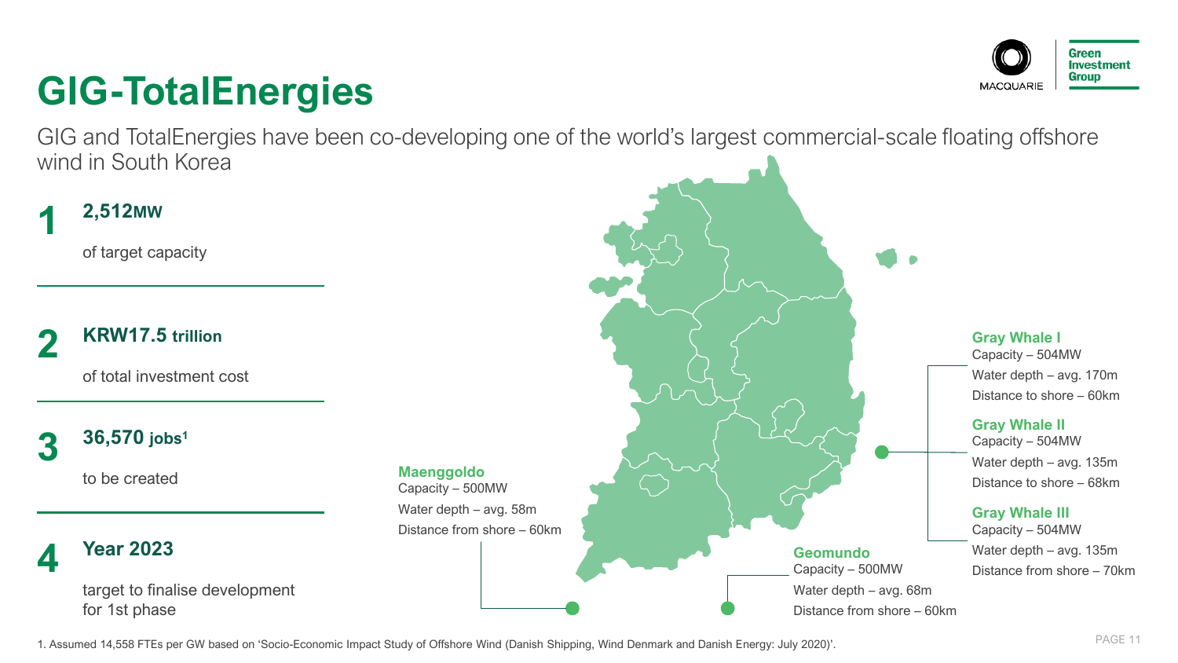# GIG-TotalEnergies

GIG and TotalEnergies have been co-developing one of the world's largest commercial-scale floating offshore wind in South Korea

**1** **2,512MW**

of target capacity

**2** **KRW17.5 trillion**

of total investment cost

**3** **36,570 jobs[1]**

to be created

**4** **Year 2023**

target to finalise development for 1st phase

**Maenggoldo**
Capacity – 500MW
Water depth – avg. 58m
Distance from shore – 60km

**Geomundo**
Capacity – 500MW
Water depth – avg. 68m
Distance from shore – 60km

**Gray Whale I**
Capacity – 504MW
Water depth – avg. 170m
Distance to shore – 60km

**Gray Whale II**
Capacity – 504MW
Water depth – avg. 135m
Distance to shore – 68km

**Gray Whale III**
Capacity – 504MW
Water depth – avg. 135m
Distance from shore – 70km

1. Assumed 14,558 FTEs per GW based on 'Socio-Economic Impact Study of Offshore Wind (Danish Shipping, Wind Denmark and Danish Energy: July 2020)'.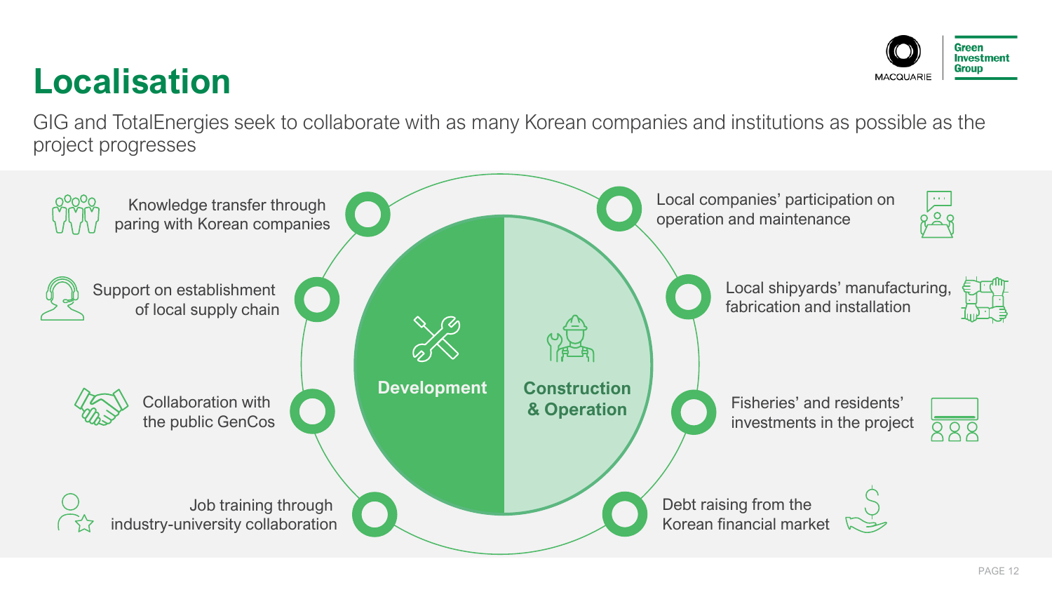# Localisation

GIG and TotalEnergies seek to collaborate with as many Korean companies and institutions as possible as the project progresses

**Development**

- Knowledge transfer through paring with Korean companies
- Support on establishment of local supply chain
- Collaboration with the public GenCos
- Job training through industry-university collaboration

**Construction & Operation**

- Local companies' participation on operation and maintenance
- Local shipyards' manufacturing, fabrication and installation
- Fisheries' and residents' investments in the project
- Debt raising from the Korean financial market